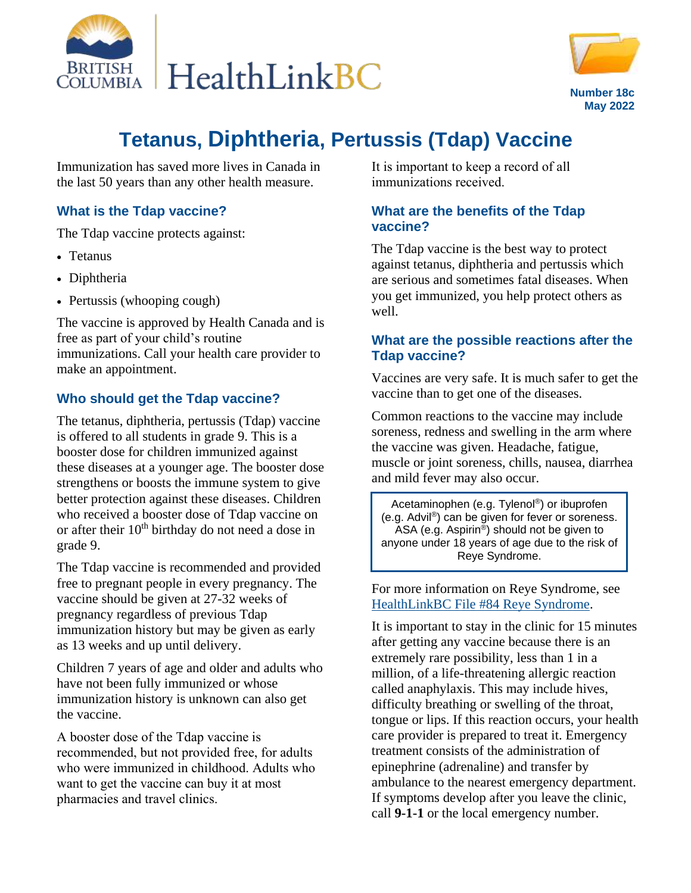BRITISH COLUMBIA HealthLinkBC

Number 18c
May 2022

# Tetanus, Diphtheria, Pertussis (Tdap) Vaccine

Immunization has saved more lives in Canada in the last 50 years than any other health measure.

## What is the Tdap vaccine?

The Tdap vaccine protects against:

- Tetanus
- Diphtheria
- Pertussis (whooping cough)

The vaccine is approved by Health Canada and is free as part of your child's routine immunizations. Call your health care provider to make an appointment.

## Who should get the Tdap vaccine?

The tetanus, diphtheria, pertussis (Tdap) vaccine is offered to all students in grade 9. This is a booster dose for children immunized against these diseases at a younger age. The booster dose strengthens or boosts the immune system to give better protection against these diseases. Children who received a booster dose of Tdap vaccine on or after their 10th birthday do not need a dose in grade 9.

The Tdap vaccine is recommended and provided free to pregnant people in every pregnancy. The vaccine should be given at 27-32 weeks of pregnancy regardless of previous Tdap immunization history but may be given as early as 13 weeks and up until delivery.

Children 7 years of age and older and adults who have not been fully immunized or whose immunization history is unknown can also get the vaccine.

A booster dose of the Tdap vaccine is recommended, but not provided free, for adults who were immunized in childhood. Adults who want to get the vaccine can buy it at most pharmacies and travel clinics.

It is important to keep a record of all immunizations received.

## What are the benefits of the Tdap vaccine?

The Tdap vaccine is the best way to protect against tetanus, diphtheria and pertussis which are serious and sometimes fatal diseases. When you get immunized, you help protect others as well.

## What are the possible reactions after the Tdap vaccine?

Vaccines are very safe. It is much safer to get the vaccine than to get one of the diseases.

Common reactions to the vaccine may include soreness, redness and swelling in the arm where the vaccine was given. Headache, fatigue, muscle or joint soreness, chills, nausea, diarrhea and mild fever may also occur.

> Acetaminophen (e.g. Tylenol®) or ibuprofen (e.g. Advil®) can be given for fever or soreness. ASA (e.g. Aspirin®) should not be given to anyone under 18 years of age due to the risk of Reye Syndrome.

For more information on Reye Syndrome, see HealthLinkBC File #84 Reye Syndrome.

It is important to stay in the clinic for 15 minutes after getting any vaccine because there is an extremely rare possibility, less than 1 in a million, of a life-threatening allergic reaction called anaphylaxis. This may include hives, difficulty breathing or swelling of the throat, tongue or lips. If this reaction occurs, your health care provider is prepared to treat it. Emergency treatment consists of the administration of epinephrine (adrenaline) and transfer by ambulance to the nearest emergency department. If symptoms develop after you leave the clinic, call **9-1-1** or the local emergency number.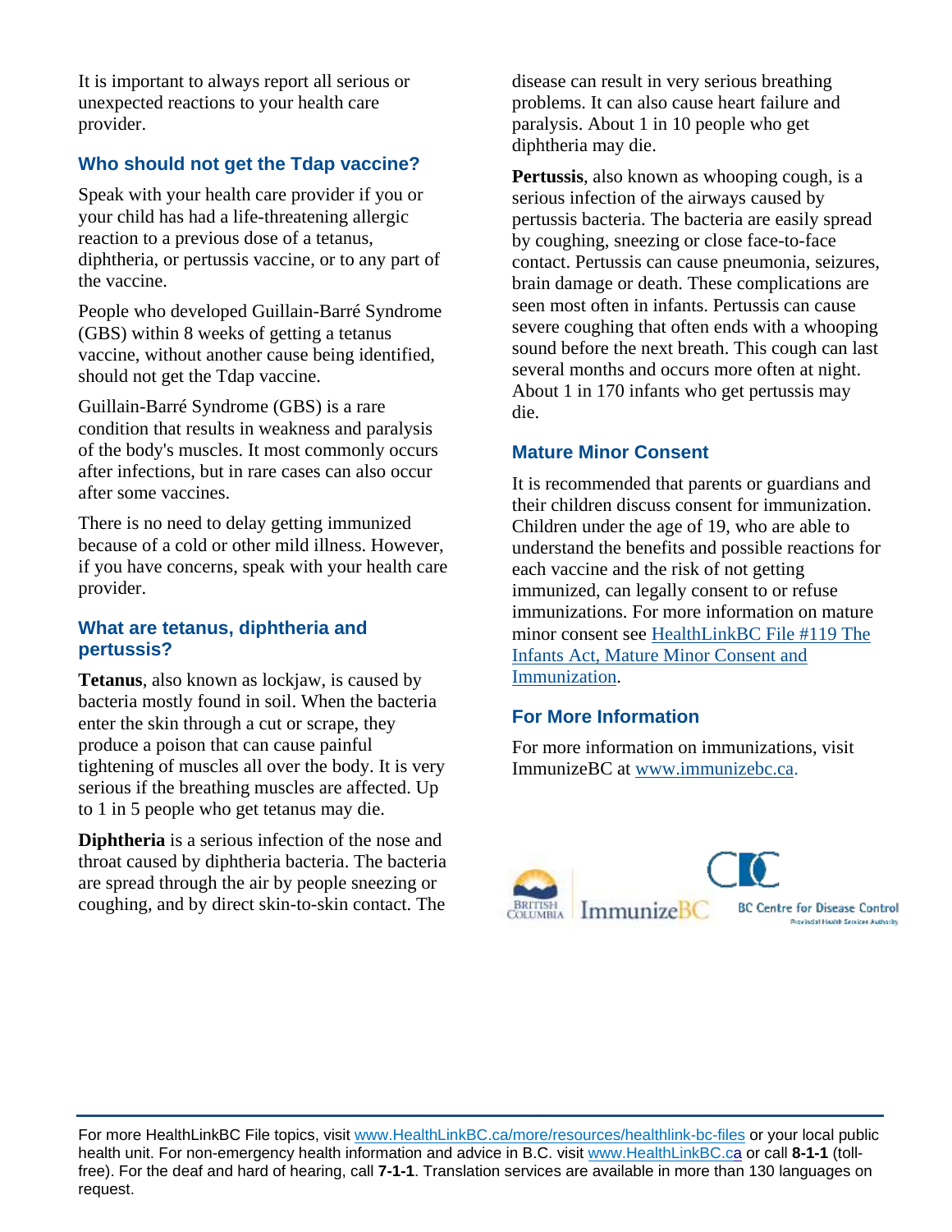It is important to always report all serious or unexpected reactions to your health care provider.

## Who should not get the Tdap vaccine?

Speak with your health care provider if you or your child has had a life-threatening allergic reaction to a previous dose of a tetanus, diphtheria, or pertussis vaccine, or to any part of the vaccine.

People who developed Guillain-Barré Syndrome (GBS) within 8 weeks of getting a tetanus vaccine, without another cause being identified, should not get the Tdap vaccine.

Guillain-Barré Syndrome (GBS) is a rare condition that results in weakness and paralysis of the body's muscles. It most commonly occurs after infections, but in rare cases can also occur after some vaccines.

There is no need to delay getting immunized because of a cold or other mild illness. However, if you have concerns, speak with your health care provider.

## What are tetanus, diphtheria and pertussis?

**Tetanus**, also known as lockjaw, is caused by bacteria mostly found in soil. When the bacteria enter the skin through a cut or scrape, they produce a poison that can cause painful tightening of muscles all over the body. It is very serious if the breathing muscles are affected. Up to 1 in 5 people who get tetanus may die.

**Diphtheria** is a serious infection of the nose and throat caused by diphtheria bacteria. The bacteria are spread through the air by people sneezing or coughing, and by direct skin-to-skin contact. The disease can result in very serious breathing problems. It can also cause heart failure and paralysis. About 1 in 10 people who get diphtheria may die.

**Pertussis**, also known as whooping cough, is a serious infection of the airways caused by pertussis bacteria. The bacteria are easily spread by coughing, sneezing or close face-to-face contact. Pertussis can cause pneumonia, seizures, brain damage or death. These complications are seen most often in infants. Pertussis can cause severe coughing that often ends with a whooping sound before the next breath. This cough can last several months and occurs more often at night. About 1 in 170 infants who get pertussis may die.

## Mature Minor Consent

It is recommended that parents or guardians and their children discuss consent for immunization. Children under the age of 19, who are able to understand the benefits and possible reactions for each vaccine and the risk of not getting immunized, can legally consent to or refuse immunizations. For more information on mature minor consent see [HealthLinkBC File #119 The Infants Act, Mature Minor Consent and Immunization](#).

## For More Information

For more information on immunizations, visit ImmunizeBC at [www.immunizebc.ca](http://www.immunizebc.ca).

For more HealthLinkBC File topics, visit [www.HealthLinkBC.ca/more/resources/healthlink-bc-files](http://www.HealthLinkBC.ca/more/resources/healthlink-bc-files) or your local public health unit. For non-emergency health information and advice in B.C. visit [www.HealthLinkBC.ca](http://www.HealthLinkBC.ca) or call **8-1-1** (toll-free). For the deaf and hard of hearing, call **7-1-1**. Translation services are available in more than 130 languages on request.